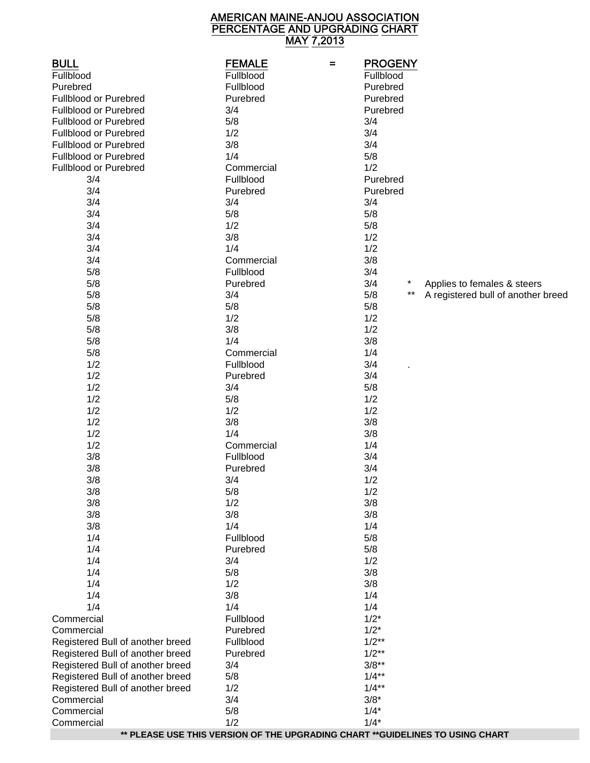# AMERICAN MAINE-ANJOU ASSOCIATION
## PERCENTAGE AND UPGRADING CHART
### MAY 7,2013

| BULL | FEMALE | = | PROGENY |
|---|---|---|---|
| Fullblood | Fullblood | | Fullblood |
| Purebred | Fullblood | | Purebred |
| Fullblood or Purebred | Purebred | | Purebred |
| Fullblood or Purebred | 3/4 | | Purebred |
| Fullblood or Purebred | 5/8 | | 3/4 |
| Fullblood or Purebred | 1/2 | | 3/4 |
| Fullblood or Purebred | 3/8 | | 3/4 |
| Fullblood or Purebred | 1/4 | | 5/8 |
| Fullblood or Purebred | Commercial | | 1/2 |
| 3/4 | Fullblood | | Purebred |
| 3/4 | Purebred | | Purebred |
| 3/4 | 3/4 | | 3/4 |
| 3/4 | 5/8 | | 5/8 |
| 3/4 | 1/2 | | 5/8 |
| 3/4 | 3/8 | | 1/2 |
| 3/4 | 1/4 | | 1/2 |
| 3/4 | Commercial | | 3/8 |
| 5/8 | Fullblood | | 3/4 |
| 5/8 | Purebred | | 3/4 |
| 5/8 | 3/4 | | 5/8 |
| 5/8 | 5/8 | | 5/8 |
| 5/8 | 1/2 | | 1/2 |
| 5/8 | 3/8 | | 1/2 |
| 5/8 | 1/4 | | 3/8 |
| 5/8 | Commercial | | 1/4 |
| 1/2 | Fullblood | | 3/4 |
| 1/2 | Purebred | | 3/4 |
| 1/2 | 3/4 | | 5/8 |
| 1/2 | 5/8 | | 1/2 |
| 1/2 | 1/2 | | 1/2 |
| 1/2 | 3/8 | | 3/8 |
| 1/2 | 1/4 | | 3/8 |
| 1/2 | Commercial | | 1/4 |
| 3/8 | Fullblood | | 3/4 |
| 3/8 | Purebred | | 3/4 |
| 3/8 | 3/4 | | 1/2 |
| 3/8 | 5/8 | | 1/2 |
| 3/8 | 1/2 | | 3/8 |
| 3/8 | 3/8 | | 3/8 |
| 3/8 | 1/4 | | 1/4 |
| 1/4 | Fullblood | | 5/8 |
| 1/4 | Purebred | | 5/8 |
| 1/4 | 3/4 | | 1/2 |
| 1/4 | 5/8 | | 3/8 |
| 1/4 | 1/2 | | 3/8 |
| 1/4 | 3/8 | | 1/4 |
| 1/4 | 1/4 | | 1/4 |
| Commercial | Fullblood | | 1/2* |
| Commercial | Purebred | | 1/2* |
| Registered Bull of another breed | Fullblood | | 1/2** |
| Registered Bull of another breed | Purebred | | 1/2** |
| Registered Bull of another breed | 3/4 | | 3/8** |
| Registered Bull of another breed | 5/8 | | 1/4** |
| Registered Bull of another breed | 1/2 | | 1/4** |
| Commercial | 3/4 | | 3/8* |
| Commercial | 5/8 | | 1/4* |
| Commercial | 1/2 | | 1/4* |

\* Applies to females & steers

\*\* A registered bull of another breed

**\*\* PLEASE USE THIS VERSION OF THE UPGRADING CHART \*\*GUIDELINES TO USING CHART**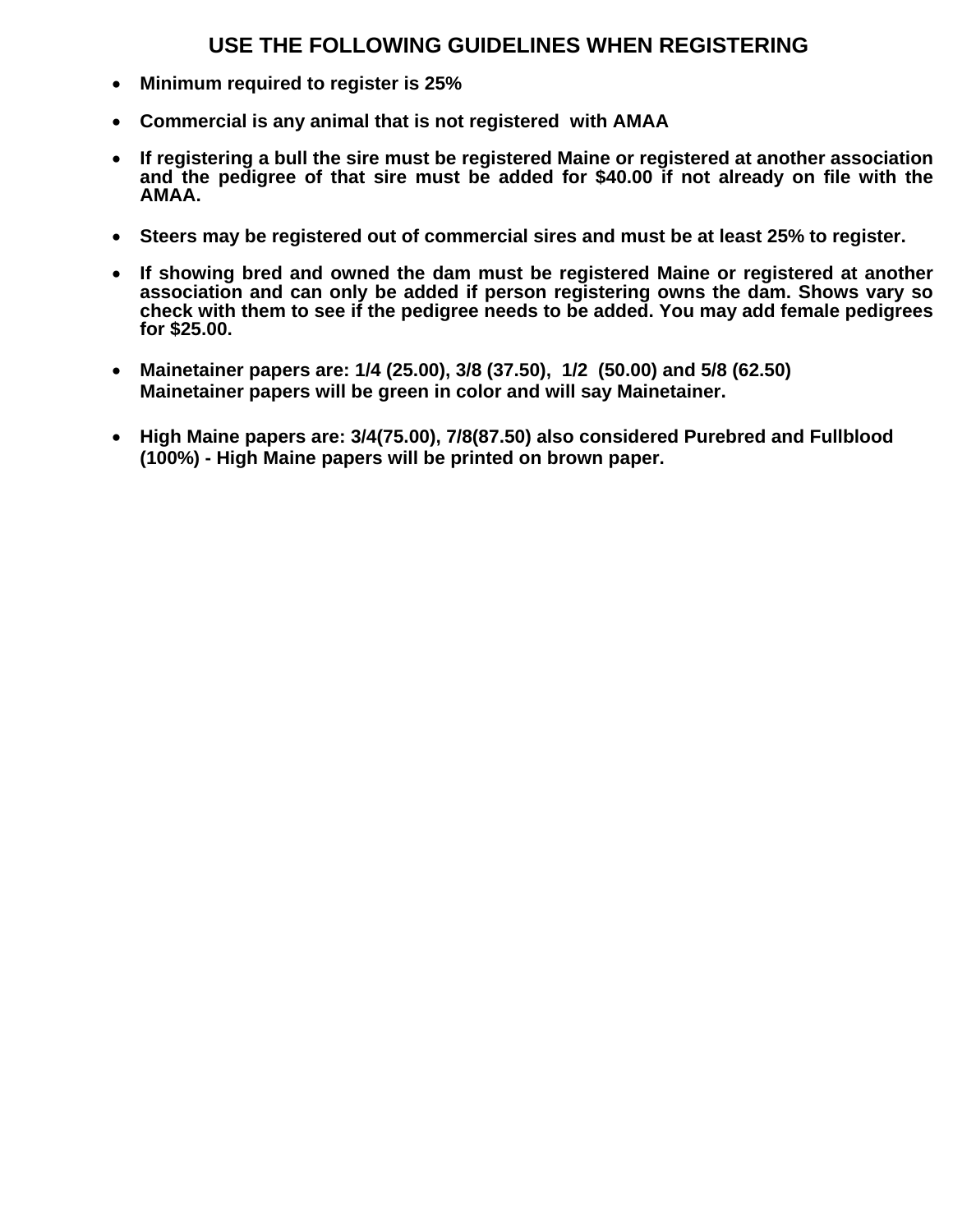## USE THE FOLLOWING GUIDELINES WHEN REGISTERING

- **Minimum required to register is 25%**
- **Commercial is any animal that is not registered with AMAA**
- **If registering a bull the sire must be registered Maine or registered at another association and the pedigree of that sire must be added for $40.00 if not already on file with the AMAA.**
- **Steers may be registered out of commercial sires and must be at least 25% to register.**
- **If showing bred and owned the dam must be registered Maine or registered at another association and can only be added if person registering owns the dam. Shows vary so check with them to see if the pedigree needs to be added. You may add female pedigrees for $25.00.**
- **Mainetainer papers are: 1/4 (25.00), 3/8 (37.50), 1/2 (50.00) and 5/8 (62.50)**
  **Mainetainer papers will be green in color and will say Mainetainer.**
- **High Maine papers are: 3/4(75.00), 7/8(87.50) also considered Purebred and Fullblood (100%) - High Maine papers will be printed on brown paper.**